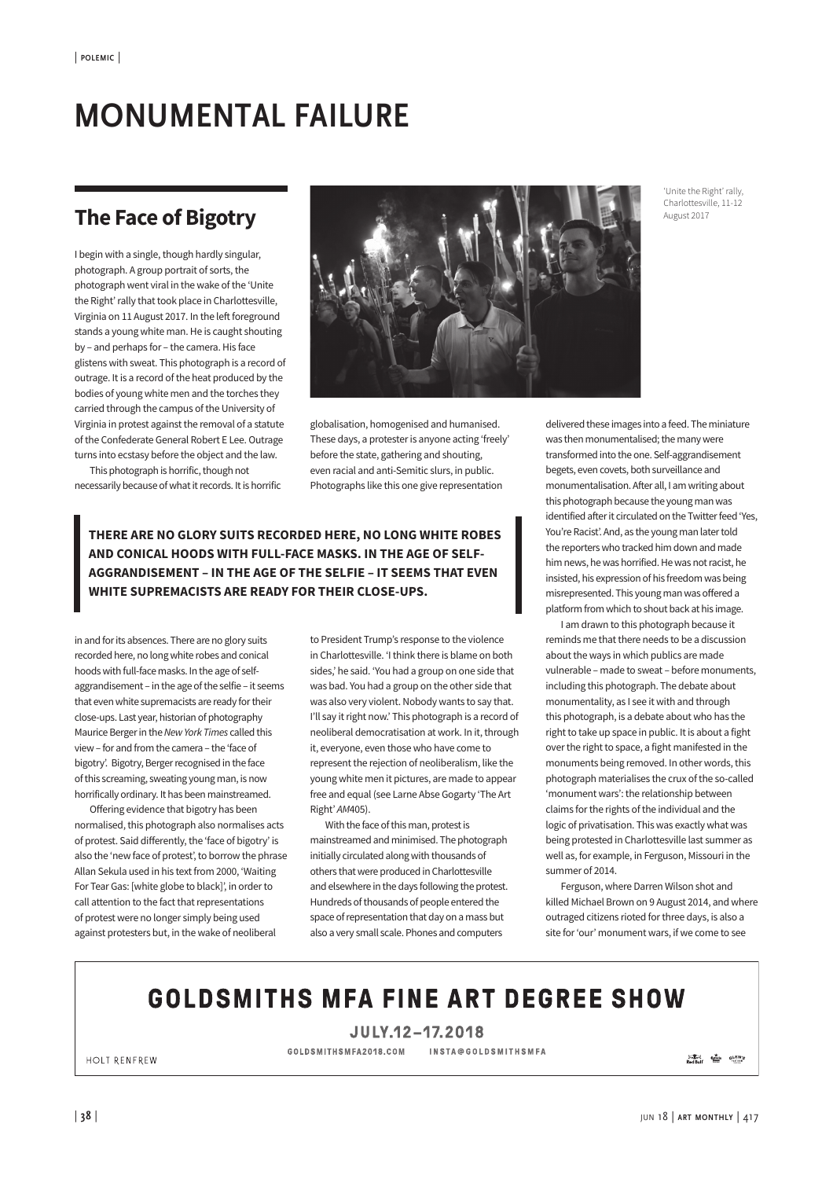# MONUMENTAL FAILURE

## The Face of Bigotry

'Unite the Right' rally, Charlottesville, 11-12 August 2017

I begin with a single, though hardly singular, photograph. A group portrait of sorts, the photograph went viral in the wake of the 'Unite the Right' rally that took place in Charlottesville, Virginia on 11 August 2017. In the left foreground stands a young white man. He is caught shouting by – and perhaps for – the camera. His face glistens with sweat. This photograph is a record of outrage. It is a record of the heat produced by the bodies of young white men and the torches they carried through the campus of the University of Virginia in protest against the removal of a statute of the Confederate General Robert E Lee. Outrage turns into ecstasy before the object and the law.

This photograph is horrific, though not necessarily because of what it records. It is horrific globalisation, homogenised and humanised. These days, a protester is anyone acting 'freely' before the state, gathering and shouting, even racial and anti-Semitic slurs, in public. Photographs like this one give representation in and for its absences. There are no glory suits recorded here, no long white robes and conical hoods with full-face masks. In the age of self-aggrandisement – in the age of the selfie – it seems that even white supremacists are ready for their close-ups. Last year, historian of photography Maurice Berger in the *New York Times* called this view – for and from the camera – the 'face of bigotry'. Bigotry, Berger recognised in the face of this screaming, sweating young man, is now horrifically ordinary. It has been mainstreamed.

**THERE ARE NO GLORY SUITS RECORDED HERE, NO LONG WHITE ROBES AND CONICAL HOODS WITH FULL-FACE MASKS. IN THE AGE OF SELF-AGGRANDISEMENT – IN THE AGE OF THE SELFIE – IT SEEMS THAT EVEN WHITE SUPREMACISTS ARE READY FOR THEIR CLOSE-UPS.**

Offering evidence that bigotry has been normalised, this photograph also normalises acts of protest. Said differently, the 'face of bigotry' is also the 'new face of protest', to borrow the phrase Allan Sekula used in his text from 2000, 'Waiting For Tear Gas: [white globe to black]', in order to call attention to the fact that representations of protest were no longer simply being used against protesters but, in the wake of neoliberal to President Trump's response to the violence in Charlottesville. 'I think there is blame on both sides,' he said. 'You had a group on one side that was bad. You had a group on the other side that was also very violent. Nobody wants to say that. I'll say it right now.' This photograph is a record of neoliberal democratisation at work. In it, through it, everyone, even those who have come to represent the rejection of neoliberalism, like the young white men it pictures, are made to appear free and equal (see Larne Abse Gogarty 'The Art Right' *AM*405).

With the face of this man, protest is mainstreamed and minimised. The photograph initially circulated along with thousands of others that were produced in Charlottesville and elsewhere in the days following the protest. Hundreds of thousands of people entered the space of representation that day on a mass but also a very small scale. Phones and computers delivered these images into a feed. The miniature was then monumentalised; the many were transformed into the one. Self-aggrandisement begets, even covets, both surveillance and monumentalisation. After all, I am writing about this photograph because the young man was identified after it circulated on the Twitter feed 'Yes, You're Racist'. And, as the young man later told the reporters who tracked him down and made him news, he was horrified. He was not racist, he insisted, his expression of his freedom was being misrepresented. This young man was offered a platform from which to shout back at his image.

I am drawn to this photograph because it reminds me that there needs to be a discussion about the ways in which publics are made vulnerable – made to sweat – before monuments, including this photograph. The debate about monumentality, as I see it with and through this photograph, is a debate about who has the right to take up space in public. It is about a fight over the right to space, a fight manifested in the monuments being removed. In other words, this photograph materialises the crux of the so-called 'monument wars': the relationship between claims for the rights of the individual and the logic of privatisation. This was exactly what was being protested in Charlottesville last summer as well as, for example, in Ferguson, Missouri in the summer of 2014.

Ferguson, where Darren Wilson shot and killed Michael Brown on 9 August 2014, and where outraged citizens rioted for three days, is also a site for 'our' monument wars, if we come to see

**GOLDSMITHS MFA FINE ART DEGREE SHOW**

**JULY.12–17.2018**

GOLDSMITHSMFA2018.COM INSTA@GOLDSMITHSMFA

HOLT RENFREW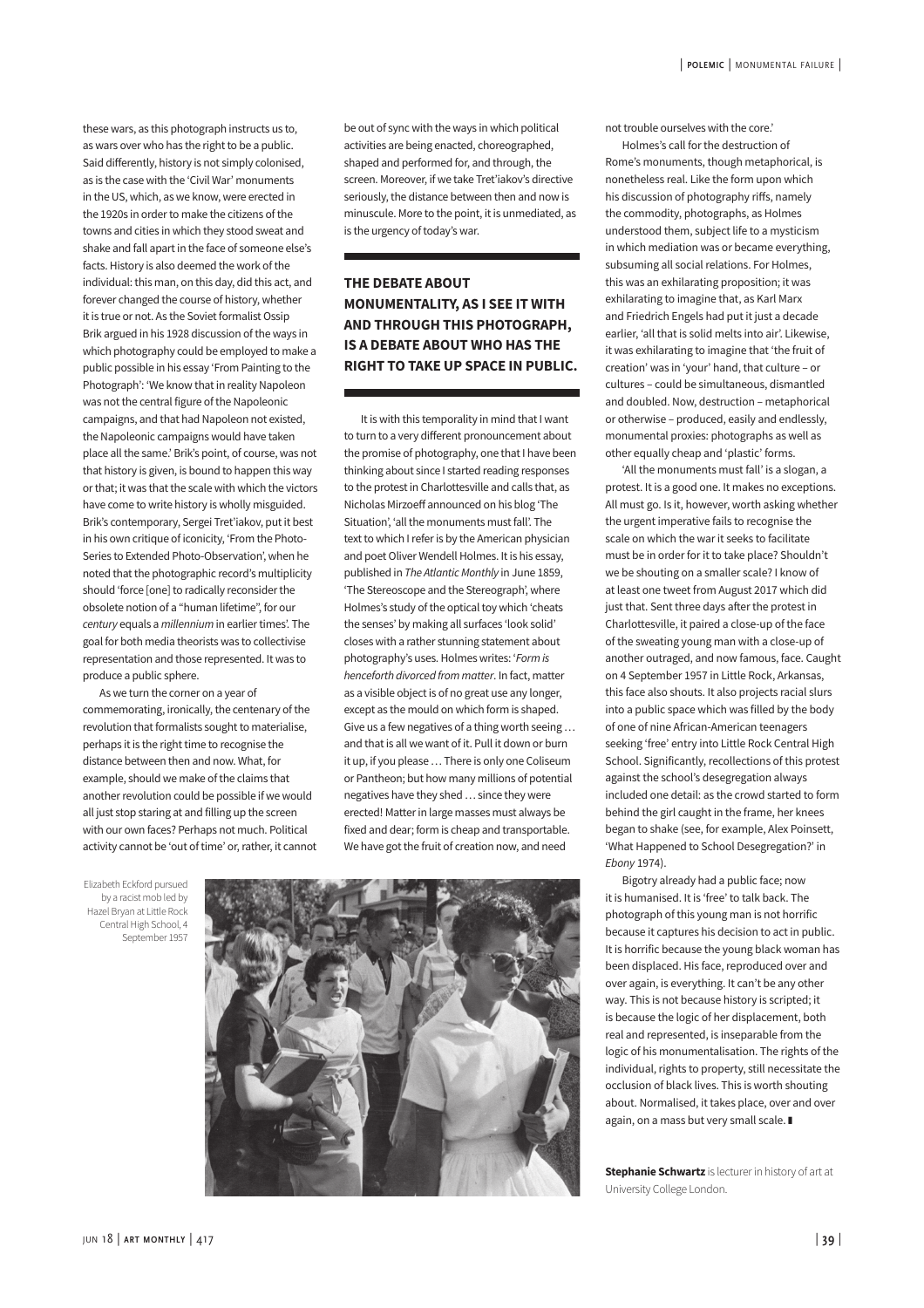these wars, as this photograph instructs us to, as wars over who has the right to be a public. Said differently, history is not simply colonised, as is the case with the 'Civil War' monuments in the US, which, as we know, were erected in the 1920s in order to make the citizens of the towns and cities in which they stood sweat and shake and fall apart in the face of someone else's facts. History is also deemed the work of the individual: this man, on this day, did this act, and forever changed the course of history, whether it is true or not. As the Soviet formalist Ossip Brik argued in his 1928 discussion of the ways in which photography could be employed to make a public possible in his essay 'From Painting to the Photograph': 'We know that in reality Napoleon was not the central figure of the Napoleonic campaigns, and that had Napoleon not existed, the Napoleonic campaigns would have taken place all the same.' Brik's point, of course, was not that history is given, is bound to happen this way or that; it was that the scale with which the victors have come to write history is wholly misguided. Brik's contemporary, Sergei Tret'iakov, put it best in his own critique of iconicity, 'From the Photo-Series to Extended Photo-Observation', when he noted that the photographic record's multiplicity should 'force [one] to radically reconsider the obsolete notion of a "human lifetime", for our *century* equals a *millennium* in earlier times'. The goal for both media theorists was to collectivise representation and those represented. It was to produce a public sphere.

As we turn the corner on a year of commemorating, ironically, the centenary of the revolution that formalists sought to materialise, perhaps it is the right time to recognise the distance between then and now. What, for example, should we make of the claims that another revolution could be possible if we would all just stop staring at and filling up the screen with our own faces? Perhaps not much. Political activity cannot be 'out of time' or, rather, it cannot be out of sync with the ways in which political activities are being enacted, choreographed, shaped and performed for, and through, the screen. Moreover, if we take Tret'iakov's directive seriously, the distance between then and now is minuscule. More to the point, it is unmediated, as is the urgency of today's war.

**THE DEBATE ABOUT MONUMENTALITY, AS I SEE IT WITH AND THROUGH THIS PHOTOGRAPH, IS A DEBATE ABOUT WHO HAS THE RIGHT TO TAKE UP SPACE IN PUBLIC.**

It is with this temporality in mind that I want to turn to a very different pronouncement about the promise of photography, one that I have been thinking about since I started reading responses to the protest in Charlottesville and calls that, as Nicholas Mirzoeff announced on his blog 'The Situation', 'all the monuments must fall'. The text to which I refer is by the American physician and poet Oliver Wendell Holmes. It is his essay, published in *The Atlantic Monthly* in June 1859, 'The Stereoscope and the Stereograph', where Holmes's study of the optical toy which 'cheats the senses' by making all surfaces 'look solid' closes with a rather stunning statement about photography's uses. Holmes writes: '*Form is henceforth divorced from matter*. In fact, matter as a visible object is of no great use any longer, except as the mould on which form is shaped. Give us a few negatives of a thing worth seeing … and that is all we want of it. Pull it down or burn it up, if you please … There is only one Coliseum or Pantheon; but how many millions of potential negatives have they shed … since they were erected! Matter in large masses must always be fixed and dear; form is cheap and transportable. We have got the fruit of creation now, and need not trouble ourselves with the core.'

Holmes's call for the destruction of Rome's monuments, though metaphorical, is nonetheless real. Like the form upon which his discussion of photography riffs, namely the commodity, photographs, as Holmes understood them, subject life to a mysticism in which mediation was or became everything, subsuming all social relations. For Holmes, this was an exhilarating proposition; it was exhilarating to imagine that, as Karl Marx and Friedrich Engels had put it just a decade earlier, 'all that is solid melts into air'. Likewise, it was exhilarating to imagine that 'the fruit of creation' was in 'your' hand, that culture – or cultures – could be simultaneous, dismantled and doubled. Now, destruction – metaphorical or otherwise – produced, easily and endlessly, monumental proxies: photographs as well as other equally cheap and 'plastic' forms.

'All the monuments must fall' is a slogan, a protest. It is a good one. It makes no exceptions. All must go. Is it, however, worth asking whether the urgent imperative fails to recognise the scale on which the war it seeks to facilitate must be in order for it to take place? Shouldn't we be shouting on a smaller scale? I know of at least one tweet from August 2017 which did just that. Sent three days after the protest in Charlottesville, it paired a close-up of the face of the sweating young man with a close-up of another outraged, and now famous, face. Caught on 4 September 1957 in Little Rock, Arkansas, this face also shouts. It also projects racial slurs into a public space which was filled by the body of one of nine African-American teenagers seeking 'free' entry into Little Rock Central High School. Significantly, recollections of this protest against the school's desegregation always included one detail: as the crowd started to form behind the girl caught in the frame, her knees began to shake (see, for example, Alex Poinsett, 'What Happened to School Desegregation?' in *Ebony* 1974).

Bigotry already had a public face; now it is humanised. It is 'free' to talk back. The photograph of this young man is not horrific because it captures his decision to act in public. It is horrific because the young black woman has been displaced. His face, reproduced over and over again, is everything. It can't be any other way. This is not because history is scripted; it is because the logic of her displacement, both real and represented, is inseparable from the logic of his monumentalisation. The rights of the individual, rights to property, still necessitate the occlusion of black lives. This is worth shouting about. Normalised, it takes place, over and over again, on a mass but very small scale. ∎

Elizabeth Eckford pursued by a racist mob led by Hazel Bryan at Little Rock Central High School, 4 September 1957

**Stephanie Schwartz** is lecturer in history of art at University College London.